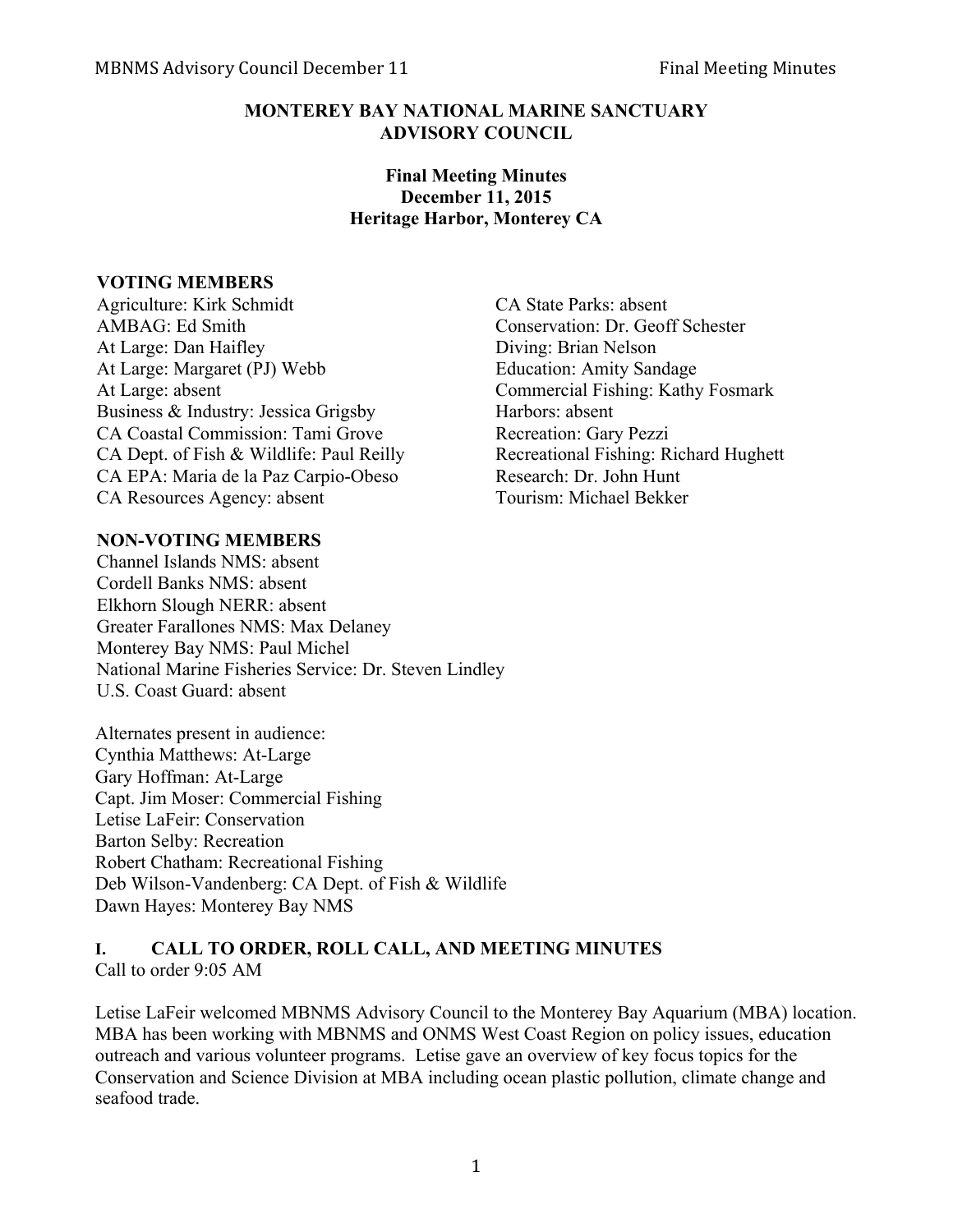# MONTEREY BAY NATIONAL MARINE SANCTUARY ADVISORY COUNCIL

**Final Meeting Minutes**
**December 11, 2015**
**Heritage Harbor, Monterey CA**

## VOTING MEMBERS

Agriculture: Kirk Schmidt
AMBAG: Ed Smith
At Large: Dan Haifley
At Large: Margaret (PJ) Webb
At Large: absent
Business & Industry: Jessica Grigsby
CA Coastal Commission: Tami Grove
CA Dept. of Fish & Wildlife: Paul Reilly
CA EPA: Maria de la Paz Carpio-Obeso
CA Resources Agency: absent
CA State Parks: absent
Conservation: Dr. Geoff Schester
Diving: Brian Nelson
Education: Amity Sandage
Commercial Fishing: Kathy Fosmark
Harbors: absent
Recreation: Gary Pezzi
Recreational Fishing: Richard Hughett
Research: Dr. John Hunt
Tourism: Michael Bekker

## NON-VOTING MEMBERS

Channel Islands NMS: absent
Cordell Banks NMS: absent
Elkhorn Slough NERR: absent
Greater Farallones NMS: Max Delaney
Monterey Bay NMS: Paul Michel
National Marine Fisheries Service: Dr. Steven Lindley
U.S. Coast Guard: absent

Alternates present in audience:
Cynthia Matthews: At-Large
Gary Hoffman: At-Large
Capt. Jim Moser: Commercial Fishing
Letise LaFeir: Conservation
Barton Selby: Recreation
Robert Chatham: Recreational Fishing
Deb Wilson-Vandenberg: CA Dept. of Fish & Wildlife
Dawn Hayes: Monterey Bay NMS

## I. CALL TO ORDER, ROLL CALL, AND MEETING MINUTES

Call to order 9:05 AM

Letise LaFeir welcomed MBNMS Advisory Council to the Monterey Bay Aquarium (MBA) location. MBA has been working with MBNMS and ONMS West Coast Region on policy issues, education outreach and various volunteer programs. Letise gave an overview of key focus topics for the Conservation and Science Division at MBA including ocean plastic pollution, climate change and seafood trade.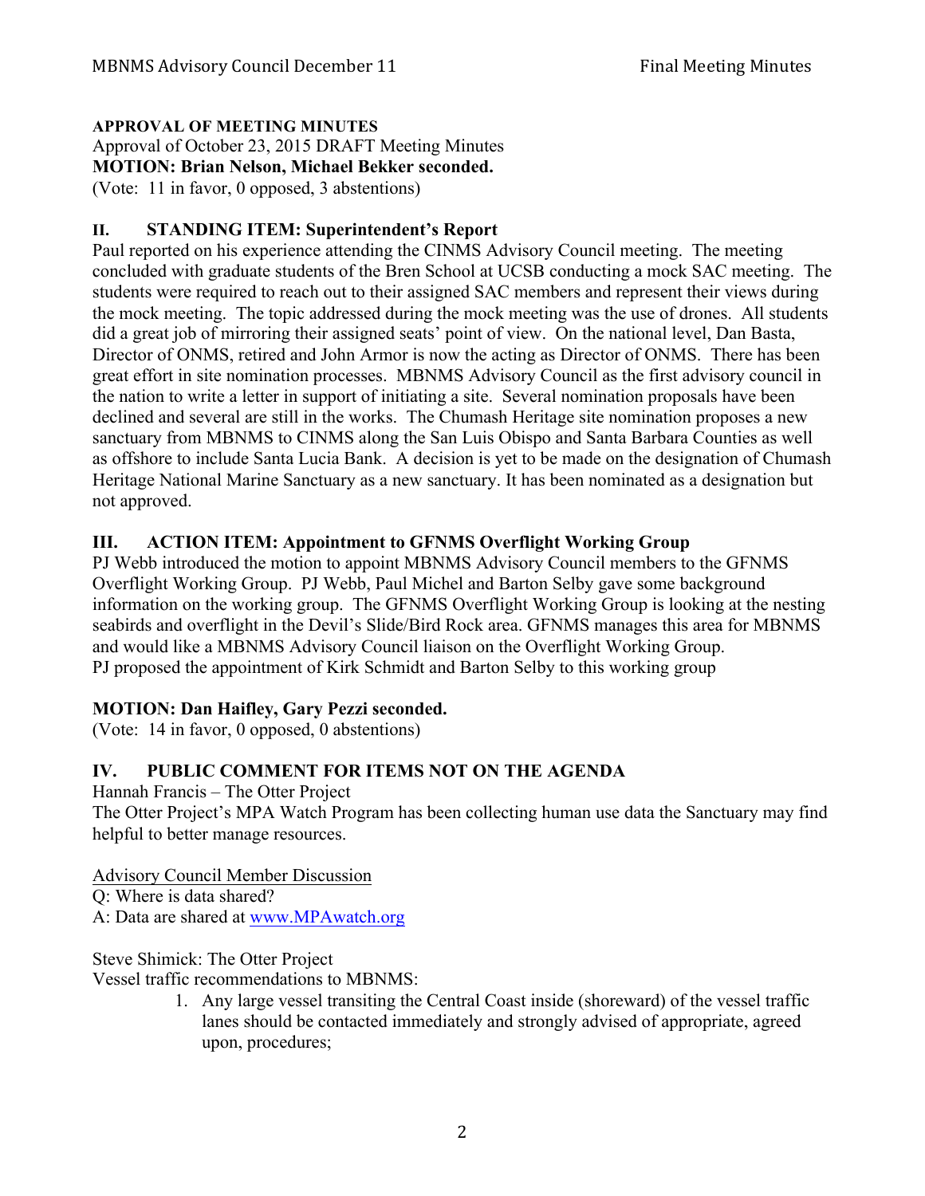**APPROVAL OF MEETING MINUTES**

Approval of October 23, 2015 DRAFT Meeting Minutes

**MOTION: Brian Nelson, Michael Bekker seconded.**

(Vote: 11 in favor, 0 opposed, 3 abstentions)

## II. STANDING ITEM: Superintendent's Report

Paul reported on his experience attending the CINMS Advisory Council meeting. The meeting concluded with graduate students of the Bren School at UCSB conducting a mock SAC meeting. The students were required to reach out to their assigned SAC members and represent their views during the mock meeting. The topic addressed during the mock meeting was the use of drones. All students did a great job of mirroring their assigned seats' point of view. On the national level, Dan Basta, Director of ONMS, retired and John Armor is now the acting as Director of ONMS. There has been great effort in site nomination processes. MBNMS Advisory Council as the first advisory council in the nation to write a letter in support of initiating a site. Several nomination proposals have been declined and several are still in the works. The Chumash Heritage site nomination proposes a new sanctuary from MBNMS to CINMS along the San Luis Obispo and Santa Barbara Counties as well as offshore to include Santa Lucia Bank. A decision is yet to be made on the designation of Chumash Heritage National Marine Sanctuary as a new sanctuary. It has been nominated as a designation but not approved.

## III. ACTION ITEM: Appointment to GFNMS Overflight Working Group

PJ Webb introduced the motion to appoint MBNMS Advisory Council members to the GFNMS Overflight Working Group. PJ Webb, Paul Michel and Barton Selby gave some background information on the working group. The GFNMS Overflight Working Group is looking at the nesting seabirds and overflight in the Devil's Slide/Bird Rock area. GFNMS manages this area for MBNMS and would like a MBNMS Advisory Council liaison on the Overflight Working Group. PJ proposed the appointment of Kirk Schmidt and Barton Selby to this working group

**MOTION: Dan Haifley, Gary Pezzi seconded.**

(Vote: 14 in favor, 0 opposed, 0 abstentions)

## IV. PUBLIC COMMENT FOR ITEMS NOT ON THE AGENDA

Hannah Francis – The Otter Project

The Otter Project's MPA Watch Program has been collecting human use data the Sanctuary may find helpful to better manage resources.

Advisory Council Member Discussion

Q: Where is data shared?

A: Data are shared at www.MPAwatch.org

Steve Shimick: The Otter Project

Vessel traffic recommendations to MBNMS:

1. Any large vessel transiting the Central Coast inside (shoreward) of the vessel traffic lanes should be contacted immediately and strongly advised of appropriate, agreed upon, procedures;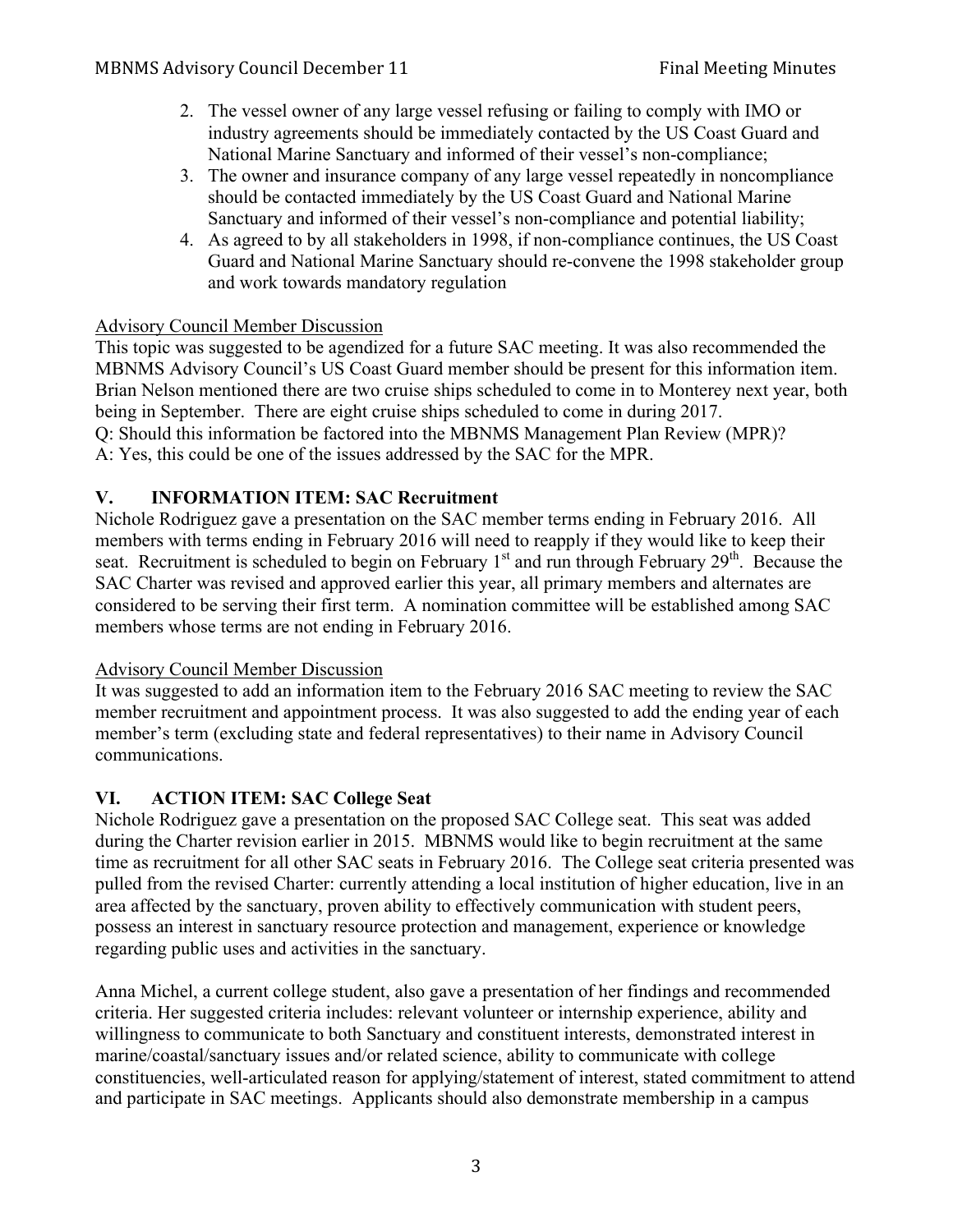2. The vessel owner of any large vessel refusing or failing to comply with IMO or industry agreements should be immediately contacted by the US Coast Guard and National Marine Sanctuary and informed of their vessel's non-compliance;
3. The owner and insurance company of any large vessel repeatedly in noncompliance should be contacted immediately by the US Coast Guard and National Marine Sanctuary and informed of their vessel's non-compliance and potential liability;
4. As agreed to by all stakeholders in 1998, if non-compliance continues, the US Coast Guard and National Marine Sanctuary should re-convene the 1998 stakeholder group and work towards mandatory regulation

Advisory Council Member Discussion

This topic was suggested to be agendized for a future SAC meeting. It was also recommended the MBNMS Advisory Council's US Coast Guard member should be present for this information item. Brian Nelson mentioned there are two cruise ships scheduled to come in to Monterey next year, both being in September. There are eight cruise ships scheduled to come in during 2017.

Q: Should this information be factored into the MBNMS Management Plan Review (MPR)?

A: Yes, this could be one of the issues addressed by the SAC for the MPR.

## V. INFORMATION ITEM: SAC Recruitment

Nichole Rodriguez gave a presentation on the SAC member terms ending in February 2016. All members with terms ending in February 2016 will need to reapply if they would like to keep their seat. Recruitment is scheduled to begin on February 1st and run through February 29th. Because the SAC Charter was revised and approved earlier this year, all primary members and alternates are considered to be serving their first term. A nomination committee will be established among SAC members whose terms are not ending in February 2016.

Advisory Council Member Discussion

It was suggested to add an information item to the February 2016 SAC meeting to review the SAC member recruitment and appointment process. It was also suggested to add the ending year of each member's term (excluding state and federal representatives) to their name in Advisory Council communications.

## VI. ACTION ITEM: SAC College Seat

Nichole Rodriguez gave a presentation on the proposed SAC College seat. This seat was added during the Charter revision earlier in 2015. MBNMS would like to begin recruitment at the same time as recruitment for all other SAC seats in February 2016. The College seat criteria presented was pulled from the revised Charter: currently attending a local institution of higher education, live in an area affected by the sanctuary, proven ability to effectively communication with student peers, possess an interest in sanctuary resource protection and management, experience or knowledge regarding public uses and activities in the sanctuary.

Anna Michel, a current college student, also gave a presentation of her findings and recommended criteria. Her suggested criteria includes: relevant volunteer or internship experience, ability and willingness to communicate to both Sanctuary and constituent interests, demonstrated interest in marine/coastal/sanctuary issues and/or related science, ability to communicate with college constituencies, well-articulated reason for applying/statement of interest, stated commitment to attend and participate in SAC meetings. Applicants should also demonstrate membership in a campus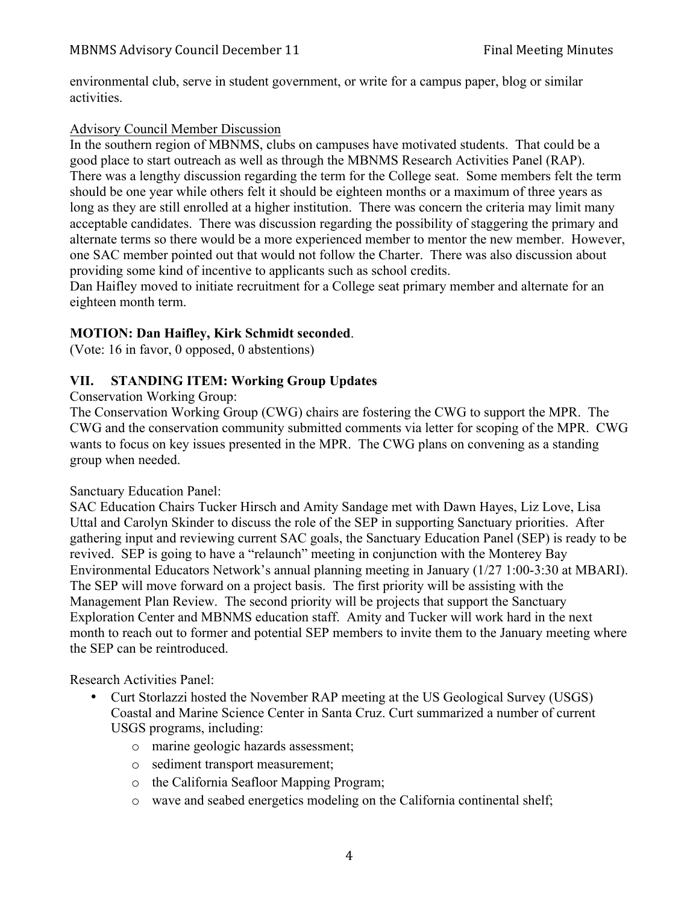environmental club, serve in student government, or write for a campus paper, blog or similar activities.

Advisory Council Member Discussion

In the southern region of MBNMS, clubs on campuses have motivated students. That could be a good place to start outreach as well as through the MBNMS Research Activities Panel (RAP). There was a lengthy discussion regarding the term for the College seat. Some members felt the term should be one year while others felt it should be eighteen months or a maximum of three years as long as they are still enrolled at a higher institution. There was concern the criteria may limit many acceptable candidates. There was discussion regarding the possibility of staggering the primary and alternate terms so there would be a more experienced member to mentor the new member. However, one SAC member pointed out that would not follow the Charter. There was also discussion about providing some kind of incentive to applicants such as school credits.

Dan Haifley moved to initiate recruitment for a College seat primary member and alternate for an eighteen month term.

**MOTION: Dan Haifley, Kirk Schmidt seconded**.

(Vote: 16 in favor, 0 opposed, 0 abstentions)

## VII. STANDING ITEM: Working Group Updates

Conservation Working Group:

The Conservation Working Group (CWG) chairs are fostering the CWG to support the MPR. The CWG and the conservation community submitted comments via letter for scoping of the MPR. CWG wants to focus on key issues presented in the MPR. The CWG plans on convening as a standing group when needed.

Sanctuary Education Panel:

SAC Education Chairs Tucker Hirsch and Amity Sandage met with Dawn Hayes, Liz Love, Lisa Uttal and Carolyn Skinder to discuss the role of the SEP in supporting Sanctuary priorities. After gathering input and reviewing current SAC goals, the Sanctuary Education Panel (SEP) is ready to be revived. SEP is going to have a "relaunch" meeting in conjunction with the Monterey Bay Environmental Educators Network's annual planning meeting in January (1/27 1:00-3:30 at MBARI). The SEP will move forward on a project basis. The first priority will be assisting with the Management Plan Review. The second priority will be projects that support the Sanctuary Exploration Center and MBNMS education staff. Amity and Tucker will work hard in the next month to reach out to former and potential SEP members to invite them to the January meeting where the SEP can be reintroduced.

Research Activities Panel:

- Curt Storlazzi hosted the November RAP meeting at the US Geological Survey (USGS) Coastal and Marine Science Center in Santa Cruz. Curt summarized a number of current USGS programs, including:
  - marine geologic hazards assessment;
  - sediment transport measurement;
  - the California Seafloor Mapping Program;
  - wave and seabed energetics modeling on the California continental shelf;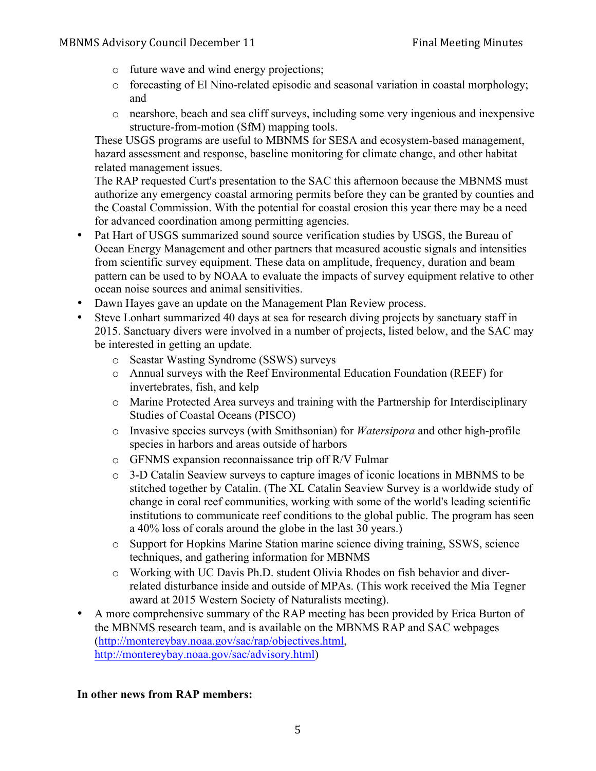- future wave and wind energy projections;
  - forecasting of El Nino-related episodic and seasonal variation in coastal morphology; and
  - nearshore, beach and sea cliff surveys, including some very ingenious and inexpensive structure-from-motion (SfM) mapping tools.

  These USGS programs are useful to MBNMS for SESA and ecosystem-based management, hazard assessment and response, baseline monitoring for climate change, and other habitat related management issues.

  The RAP requested Curt's presentation to the SAC this afternoon because the MBNMS must authorize any emergency coastal armoring permits before they can be granted by counties and the Coastal Commission. With the potential for coastal erosion this year there may be a need for advanced coordination among permitting agencies.
- Pat Hart of USGS summarized sound source verification studies by USGS, the Bureau of Ocean Energy Management and other partners that measured acoustic signals and intensities from scientific survey equipment. These data on amplitude, frequency, duration and beam pattern can be used to by NOAA to evaluate the impacts of survey equipment relative to other ocean noise sources and animal sensitivities.
- Dawn Hayes gave an update on the Management Plan Review process.
- Steve Lonhart summarized 40 days at sea for research diving projects by sanctuary staff in 2015. Sanctuary divers were involved in a number of projects, listed below, and the SAC may be interested in getting an update.
  - Seastar Wasting Syndrome (SSWS) surveys
  - Annual surveys with the Reef Environmental Education Foundation (REEF) for invertebrates, fish, and kelp
  - Marine Protected Area surveys and training with the Partnership for Interdisciplinary Studies of Coastal Oceans (PISCO)
  - Invasive species surveys (with Smithsonian) for *Watersipora* and other high-profile species in harbors and areas outside of harbors
  - GFNMS expansion reconnaissance trip off R/V Fulmar
  - 3-D Catalin Seaview surveys to capture images of iconic locations in MBNMS to be stitched together by Catalin. (The XL Catalin Seaview Survey is a worldwide study of change in coral reef communities, working with some of the world's leading scientific institutions to communicate reef conditions to the global public. The program has seen a 40% loss of corals around the globe in the last 30 years.)
  - Support for Hopkins Marine Station marine science diving training, SSWS, science techniques, and gathering information for MBNMS
  - Working with UC Davis Ph.D. student Olivia Rhodes on fish behavior and diver-related disturbance inside and outside of MPAs. (This work received the Mia Tegner award at 2015 Western Society of Naturalists meeting).
- A more comprehensive summary of the RAP meeting has been provided by Erica Burton of the MBNMS research team, and is available on the MBNMS RAP and SAC webpages (http://montereybay.noaa.gov/sac/rap/objectives.html, http://montereybay.noaa.gov/sac/advisory.html)

**In other news from RAP members:**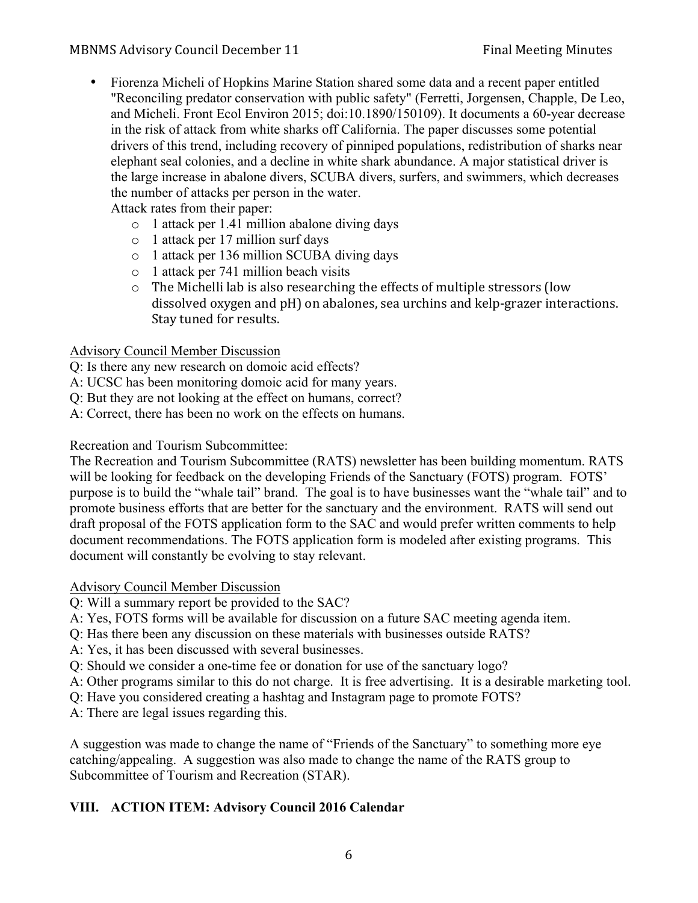- Fiorenza Micheli of Hopkins Marine Station shared some data and a recent paper entitled "Reconciling predator conservation with public safety" (Ferretti, Jorgensen, Chapple, De Leo, and Micheli. Front Ecol Environ 2015; doi:10.1890/150109). It documents a 60-year decrease in the risk of attack from white sharks off California. The paper discusses some potential drivers of this trend, including recovery of pinniped populations, redistribution of sharks near elephant seal colonies, and a decline in white shark abundance. A major statistical driver is the large increase in abalone divers, SCUBA divers, surfers, and swimmers, which decreases the number of attacks per person in the water.
  Attack rates from their paper:
  - 1 attack per 1.41 million abalone diving days
  - 1 attack per 17 million surf days
  - 1 attack per 136 million SCUBA diving days
  - 1 attack per 741 million beach visits
  - The Michelli lab is also researching the effects of multiple stressors (low dissolved oxygen and pH) on abalones, sea urchins and kelp-grazer interactions. Stay tuned for results.

<u>Advisory Council Member Discussion</u>

Q: Is there any new research on domoic acid effects?
A: UCSC has been monitoring domoic acid for many years.
Q: But they are not looking at the effect on humans, correct?
A: Correct, there has been no work on the effects on humans.

Recreation and Tourism Subcommittee:

The Recreation and Tourism Subcommittee (RATS) newsletter has been building momentum. RATS will be looking for feedback on the developing Friends of the Sanctuary (FOTS) program. FOTS' purpose is to build the "whale tail" brand. The goal is to have businesses want the "whale tail" and to promote business efforts that are better for the sanctuary and the environment. RATS will send out draft proposal of the FOTS application form to the SAC and would prefer written comments to help document recommendations. The FOTS application form is modeled after existing programs. This document will constantly be evolving to stay relevant.

<u>Advisory Council Member Discussion</u>

Q: Will a summary report be provided to the SAC?
A: Yes, FOTS forms will be available for discussion on a future SAC meeting agenda item.
Q: Has there been any discussion on these materials with businesses outside RATS?
A: Yes, it has been discussed with several businesses.
Q: Should we consider a one-time fee or donation for use of the sanctuary logo?
A: Other programs similar to this do not charge. It is free advertising. It is a desirable marketing tool.
Q: Have you considered creating a hashtag and Instagram page to promote FOTS?
A: There are legal issues regarding this.

A suggestion was made to change the name of "Friends of the Sanctuary" to something more eye catching/appealing. A suggestion was also made to change the name of the RATS group to Subcommittee of Tourism and Recreation (STAR).

## VIII. ACTION ITEM: Advisory Council 2016 Calendar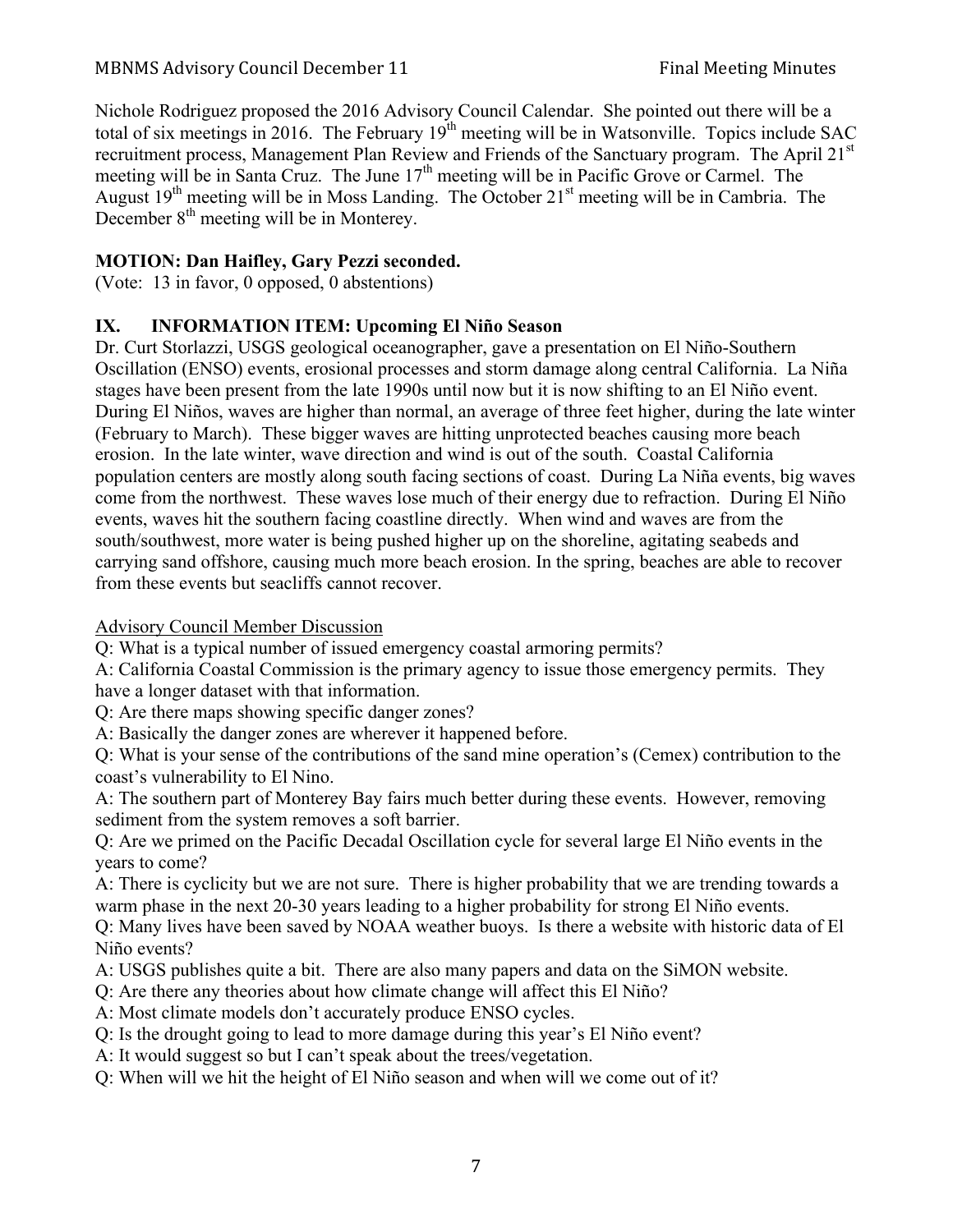Nichole Rodriguez proposed the 2016 Advisory Council Calendar. She pointed out there will be a total of six meetings in 2016. The February 19th meeting will be in Watsonville. Topics include SAC recruitment process, Management Plan Review and Friends of the Sanctuary program. The April 21st meeting will be in Santa Cruz. The June 17th meeting will be in Pacific Grove or Carmel. The August 19th meeting will be in Moss Landing. The October 21st meeting will be in Cambria. The December 8th meeting will be in Monterey.

**MOTION: Dan Haifley, Gary Pezzi seconded.**
(Vote: 13 in favor, 0 opposed, 0 abstentions)

## IX. INFORMATION ITEM: Upcoming El Niño Season

Dr. Curt Storlazzi, USGS geological oceanographer, gave a presentation on El Niño-Southern Oscillation (ENSO) events, erosional processes and storm damage along central California. La Niña stages have been present from the late 1990s until now but it is now shifting to an El Niño event. During El Niños, waves are higher than normal, an average of three feet higher, during the late winter (February to March). These bigger waves are hitting unprotected beaches causing more beach erosion. In the late winter, wave direction and wind is out of the south. Coastal California population centers are mostly along south facing sections of coast. During La Niña events, big waves come from the northwest. These waves lose much of their energy due to refraction. During El Niño events, waves hit the southern facing coastline directly. When wind and waves are from the south/southwest, more water is being pushed higher up on the shoreline, agitating seabeds and carrying sand offshore, causing much more beach erosion. In the spring, beaches are able to recover from these events but seacliffs cannot recover.

Advisory Council Member Discussion

Q: What is a typical number of issued emergency coastal armoring permits?
A: California Coastal Commission is the primary agency to issue those emergency permits. They have a longer dataset with that information.
Q: Are there maps showing specific danger zones?
A: Basically the danger zones are wherever it happened before.
Q: What is your sense of the contributions of the sand mine operation's (Cemex) contribution to the coast's vulnerability to El Nino.
A: The southern part of Monterey Bay fairs much better during these events. However, removing sediment from the system removes a soft barrier.
Q: Are we primed on the Pacific Decadal Oscillation cycle for several large El Niño events in the years to come?
A: There is cyclicity but we are not sure. There is higher probability that we are trending towards a warm phase in the next 20-30 years leading to a higher probability for strong El Niño events.
Q: Many lives have been saved by NOAA weather buoys. Is there a website with historic data of El Niño events?
A: USGS publishes quite a bit. There are also many papers and data on the SiMON website.
Q: Are there any theories about how climate change will affect this El Niño?
A: Most climate models don't accurately produce ENSO cycles.
Q: Is the drought going to lead to more damage during this year's El Niño event?
A: It would suggest so but I can't speak about the trees/vegetation.
Q: When will we hit the height of El Niño season and when will we come out of it?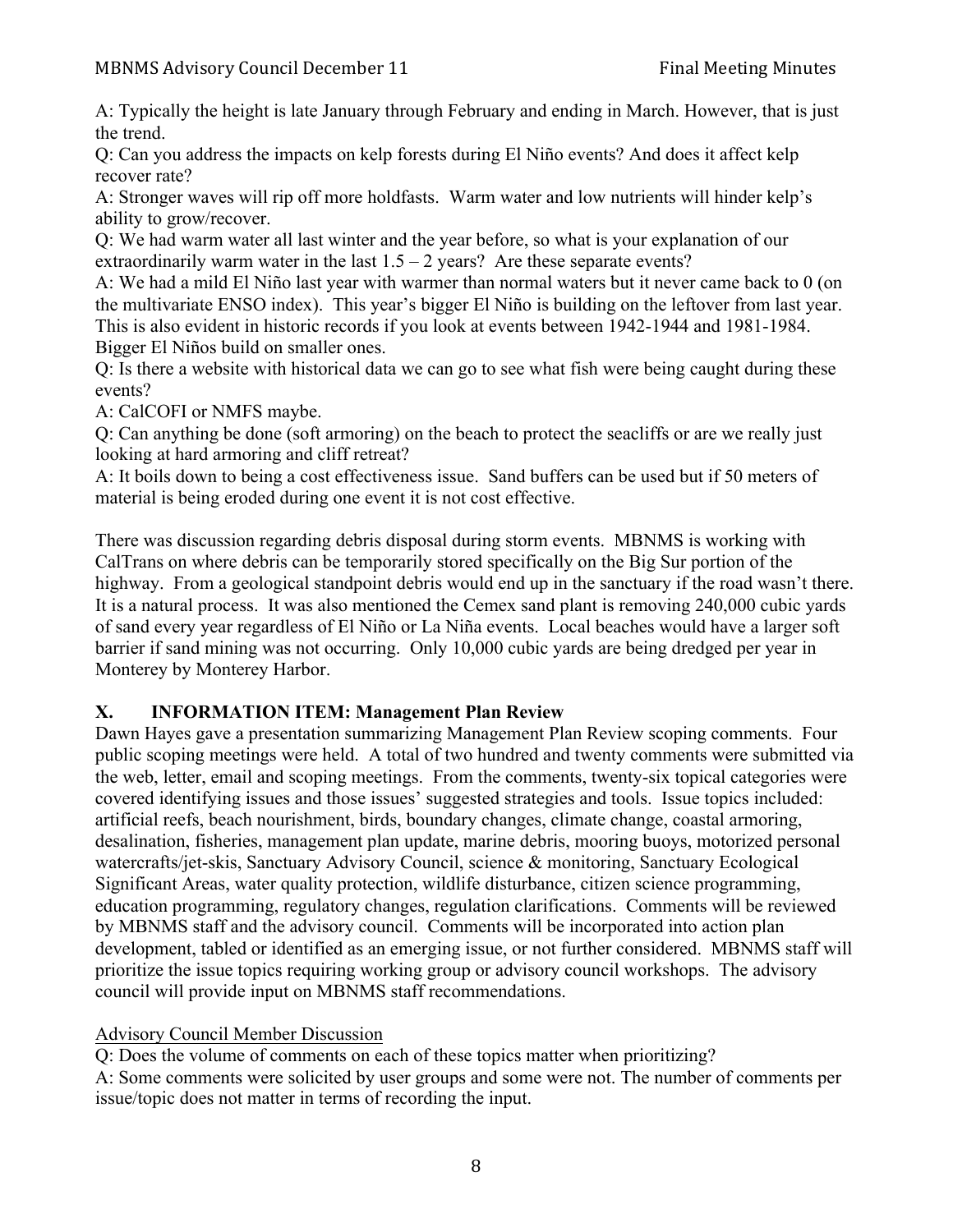A: Typically the height is late January through February and ending in March. However, that is just the trend.

Q: Can you address the impacts on kelp forests during El Niño events? And does it affect kelp recover rate?

A: Stronger waves will rip off more holdfasts. Warm water and low nutrients will hinder kelp's ability to grow/recover.

Q: We had warm water all last winter and the year before, so what is your explanation of our extraordinarily warm water in the last 1.5 – 2 years? Are these separate events?

A: We had a mild El Niño last year with warmer than normal waters but it never came back to 0 (on the multivariate ENSO index). This year's bigger El Niño is building on the leftover from last year. This is also evident in historic records if you look at events between 1942-1944 and 1981-1984. Bigger El Niños build on smaller ones.

Q: Is there a website with historical data we can go to see what fish were being caught during these events?

A: CalCOFI or NMFS maybe.

Q: Can anything be done (soft armoring) on the beach to protect the seacliffs or are we really just looking at hard armoring and cliff retreat?

A: It boils down to being a cost effectiveness issue. Sand buffers can be used but if 50 meters of material is being eroded during one event it is not cost effective.

There was discussion regarding debris disposal during storm events. MBNMS is working with CalTrans on where debris can be temporarily stored specifically on the Big Sur portion of the highway. From a geological standpoint debris would end up in the sanctuary if the road wasn't there. It is a natural process. It was also mentioned the Cemex sand plant is removing 240,000 cubic yards of sand every year regardless of El Niño or La Niña events. Local beaches would have a larger soft barrier if sand mining was not occurring. Only 10,000 cubic yards are being dredged per year in Monterey by Monterey Harbor.

## X. INFORMATION ITEM: Management Plan Review

Dawn Hayes gave a presentation summarizing Management Plan Review scoping comments. Four public scoping meetings were held. A total of two hundred and twenty comments were submitted via the web, letter, email and scoping meetings. From the comments, twenty-six topical categories were covered identifying issues and those issues' suggested strategies and tools. Issue topics included: artificial reefs, beach nourishment, birds, boundary changes, climate change, coastal armoring, desalination, fisheries, management plan update, marine debris, mooring buoys, motorized personal watercrafts/jet-skis, Sanctuary Advisory Council, science & monitoring, Sanctuary Ecological Significant Areas, water quality protection, wildlife disturbance, citizen science programming, education programming, regulatory changes, regulation clarifications. Comments will be reviewed by MBNMS staff and the advisory council. Comments will be incorporated into action plan development, tabled or identified as an emerging issue, or not further considered. MBNMS staff will prioritize the issue topics requiring working group or advisory council workshops. The advisory council will provide input on MBNMS staff recommendations.

Advisory Council Member Discussion

Q: Does the volume of comments on each of these topics matter when prioritizing?

A: Some comments were solicited by user groups and some were not. The number of comments per issue/topic does not matter in terms of recording the input.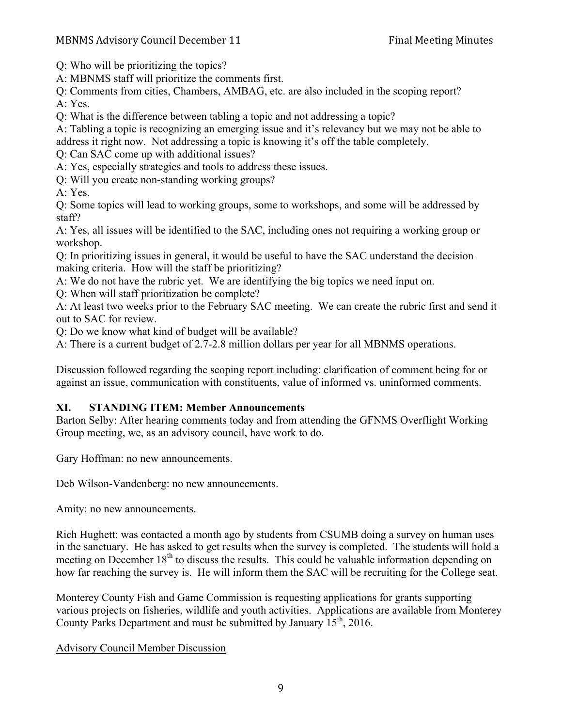Q: Who will be prioritizing the topics?
A: MBNMS staff will prioritize the comments first.
Q: Comments from cities, Chambers, AMBAG, etc. are also included in the scoping report?
A: Yes.
Q: What is the difference between tabling a topic and not addressing a topic?
A: Tabling a topic is recognizing an emerging issue and it's relevancy but we may not be able to address it right now. Not addressing a topic is knowing it's off the table completely.
Q: Can SAC come up with additional issues?
A: Yes, especially strategies and tools to address these issues.
Q: Will you create non-standing working groups?
A: Yes.
Q: Some topics will lead to working groups, some to workshops, and some will be addressed by staff?
A: Yes, all issues will be identified to the SAC, including ones not requiring a working group or workshop.
Q: In prioritizing issues in general, it would be useful to have the SAC understand the decision making criteria. How will the staff be prioritizing?
A: We do not have the rubric yet. We are identifying the big topics we need input on.
Q: When will staff prioritization be complete?
A: At least two weeks prior to the February SAC meeting. We can create the rubric first and send it out to SAC for review.
Q: Do we know what kind of budget will be available?
A: There is a current budget of 2.7-2.8 million dollars per year for all MBNMS operations.

Discussion followed regarding the scoping report including: clarification of comment being for or against an issue, communication with constituents, value of informed vs. uninformed comments.

## XI. STANDING ITEM: Member Announcements

Barton Selby: After hearing comments today and from attending the GFNMS Overflight Working Group meeting, we, as an advisory council, have work to do.

Gary Hoffman: no new announcements.

Deb Wilson-Vandenberg: no new announcements.

Amity: no new announcements.

Rich Hughett: was contacted a month ago by students from CSUMB doing a survey on human uses in the sanctuary. He has asked to get results when the survey is completed. The students will hold a meeting on December 18th to discuss the results. This could be valuable information depending on how far reaching the survey is. He will inform them the SAC will be recruiting for the College seat.

Monterey County Fish and Game Commission is requesting applications for grants supporting various projects on fisheries, wildlife and youth activities. Applications are available from Monterey County Parks Department and must be submitted by January 15th, 2016.

Advisory Council Member Discussion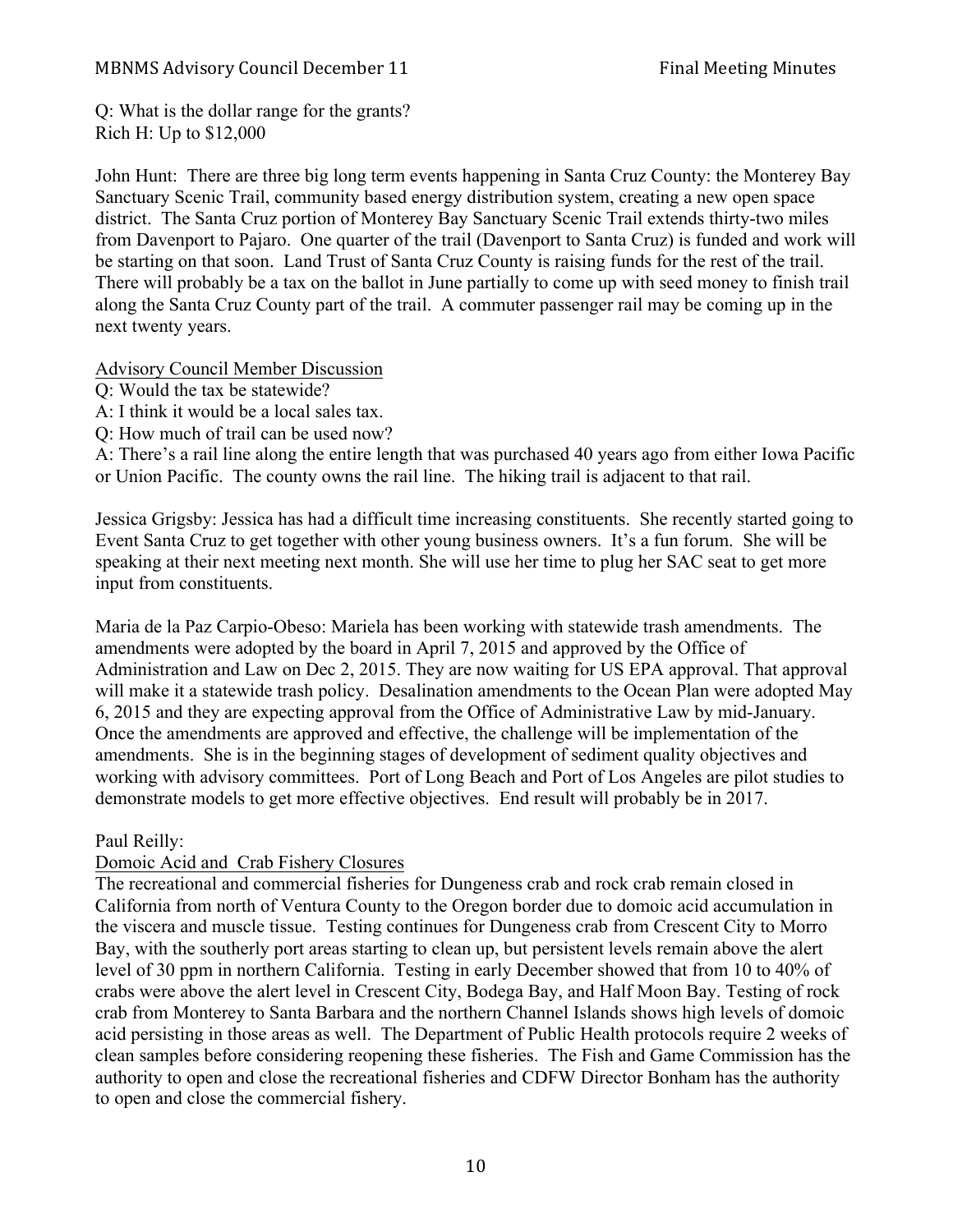Q: What is the dollar range for the grants?
Rich H: Up to $12,000

John Hunt: There are three big long term events happening in Santa Cruz County: the Monterey Bay Sanctuary Scenic Trail, community based energy distribution system, creating a new open space district. The Santa Cruz portion of Monterey Bay Sanctuary Scenic Trail extends thirty-two miles from Davenport to Pajaro. One quarter of the trail (Davenport to Santa Cruz) is funded and work will be starting on that soon. Land Trust of Santa Cruz County is raising funds for the rest of the trail. There will probably be a tax on the ballot in June partially to come up with seed money to finish trail along the Santa Cruz County part of the trail. A commuter passenger rail may be coming up in the next twenty years.

<u>Advisory Council Member Discussion</u>

Q: Would the tax be statewide?
A: I think it would be a local sales tax.
Q: How much of trail can be used now?
A: There's a rail line along the entire length that was purchased 40 years ago from either Iowa Pacific or Union Pacific. The county owns the rail line. The hiking trail is adjacent to that rail.

Jessica Grigsby: Jessica has had a difficult time increasing constituents. She recently started going to Event Santa Cruz to get together with other young business owners. It's a fun forum. She will be speaking at their next meeting next month. She will use her time to plug her SAC seat to get more input from constituents.

Maria de la Paz Carpio-Obeso: Mariela has been working with statewide trash amendments. The amendments were adopted by the board in April 7, 2015 and approved by the Office of Administration and Law on Dec 2, 2015. They are now waiting for US EPA approval. That approval will make it a statewide trash policy. Desalination amendments to the Ocean Plan were adopted May 6, 2015 and they are expecting approval from the Office of Administrative Law by mid-January. Once the amendments are approved and effective, the challenge will be implementation of the amendments. She is in the beginning stages of development of sediment quality objectives and working with advisory committees. Port of Long Beach and Port of Los Angeles are pilot studies to demonstrate models to get more effective objectives. End result will probably be in 2017.

Paul Reilly:

<u>Domoic Acid and Crab Fishery Closures</u>

The recreational and commercial fisheries for Dungeness crab and rock crab remain closed in California from north of Ventura County to the Oregon border due to domoic acid accumulation in the viscera and muscle tissue. Testing continues for Dungeness crab from Crescent City to Morro Bay, with the southerly port areas starting to clean up, but persistent levels remain above the alert level of 30 ppm in northern California. Testing in early December showed that from 10 to 40% of crabs were above the alert level in Crescent City, Bodega Bay, and Half Moon Bay. Testing of rock crab from Monterey to Santa Barbara and the northern Channel Islands shows high levels of domoic acid persisting in those areas as well. The Department of Public Health protocols require 2 weeks of clean samples before considering reopening these fisheries. The Fish and Game Commission has the authority to open and close the recreational fisheries and CDFW Director Bonham has the authority to open and close the commercial fishery.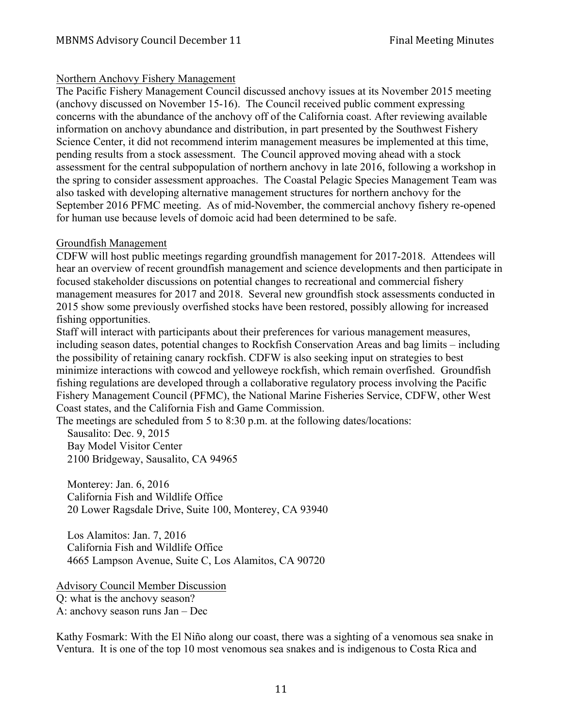## Northern Anchovy Fishery Management

The Pacific Fishery Management Council discussed anchovy issues at its November 2015 meeting (anchovy discussed on November 15-16). The Council received public comment expressing concerns with the abundance of the anchovy off of the California coast. After reviewing available information on anchovy abundance and distribution, in part presented by the Southwest Fishery Science Center, it did not recommend interim management measures be implemented at this time, pending results from a stock assessment. The Council approved moving ahead with a stock assessment for the central subpopulation of northern anchovy in late 2016, following a workshop in the spring to consider assessment approaches. The Coastal Pelagic Species Management Team was also tasked with developing alternative management structures for northern anchovy for the September 2016 PFMC meeting. As of mid-November, the commercial anchovy fishery re-opened for human use because levels of domoic acid had been determined to be safe.

## Groundfish Management

CDFW will host public meetings regarding groundfish management for 2017-2018. Attendees will hear an overview of recent groundfish management and science developments and then participate in focused stakeholder discussions on potential changes to recreational and commercial fishery management measures for 2017 and 2018. Several new groundfish stock assessments conducted in 2015 show some previously overfished stocks have been restored, possibly allowing for increased fishing opportunities.

Staff will interact with participants about their preferences for various management measures, including season dates, potential changes to Rockfish Conservation Areas and bag limits – including the possibility of retaining canary rockfish. CDFW is also seeking input on strategies to best minimize interactions with cowcod and yelloweye rockfish, which remain overfished. Groundfish fishing regulations are developed through a collaborative regulatory process involving the Pacific Fishery Management Council (PFMC), the National Marine Fisheries Service, CDFW, other West Coast states, and the California Fish and Game Commission.

The meetings are scheduled from 5 to 8:30 p.m. at the following dates/locations:

Sausalito: Dec. 9, 2015
Bay Model Visitor Center
2100 Bridgeway, Sausalito, CA 94965

Monterey: Jan. 6, 2016
California Fish and Wildlife Office
20 Lower Ragsdale Drive, Suite 100, Monterey, CA 93940

Los Alamitos: Jan. 7, 2016
California Fish and Wildlife Office
4665 Lampson Avenue, Suite C, Los Alamitos, CA 90720

## Advisory Council Member Discussion

Q: what is the anchovy season?
A: anchovy season runs Jan – Dec

Kathy Fosmark: With the El Niño along our coast, there was a sighting of a venomous sea snake in Ventura. It is one of the top 10 most venomous sea snakes and is indigenous to Costa Rica and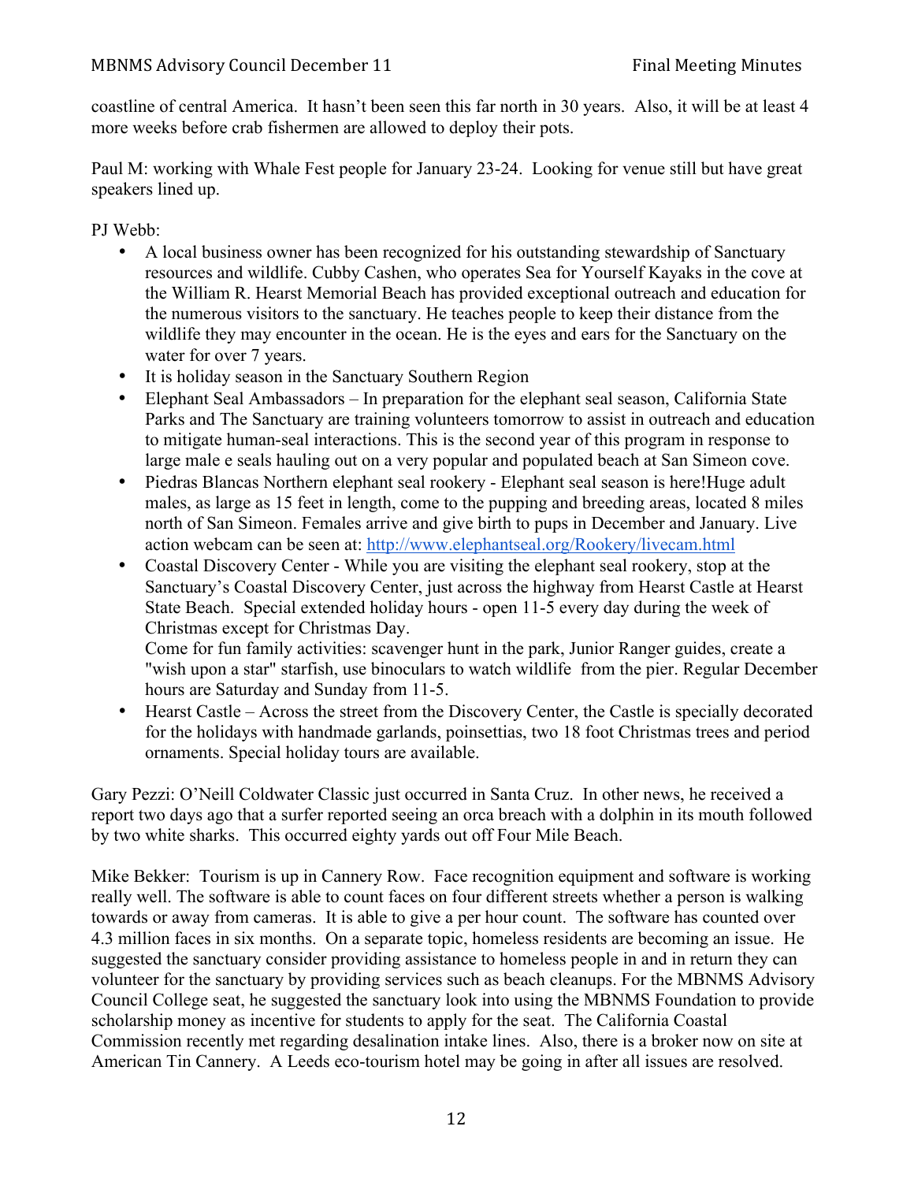coastline of central America. It hasn't been seen this far north in 30 years. Also, it will be at least 4 more weeks before crab fishermen are allowed to deploy their pots.

Paul M: working with Whale Fest people for January 23-24. Looking for venue still but have great speakers lined up.

PJ Webb:

- A local business owner has been recognized for his outstanding stewardship of Sanctuary resources and wildlife. Cubby Cashen, who operates Sea for Yourself Kayaks in the cove at the William R. Hearst Memorial Beach has provided exceptional outreach and education for the numerous visitors to the sanctuary. He teaches people to keep their distance from the wildlife they may encounter in the ocean. He is the eyes and ears for the Sanctuary on the water for over 7 years.
- It is holiday season in the Sanctuary Southern Region
- Elephant Seal Ambassadors – In preparation for the elephant seal season, California State Parks and The Sanctuary are training volunteers tomorrow to assist in outreach and education to mitigate human-seal interactions. This is the second year of this program in response to large male e seals hauling out on a very popular and populated beach at San Simeon cove.
- Piedras Blancas Northern elephant seal rookery - Elephant seal season is here!Huge adult males, as large as 15 feet in length, come to the pupping and breeding areas, located 8 miles north of San Simeon. Females arrive and give birth to pups in December and January. Live action webcam can be seen at: [http://www.elephantseal.org/Rookery/livecam.html](http://www.elephantseal.org/Rookery/livecam.html)
- Coastal Discovery Center - While you are visiting the elephant seal rookery, stop at the Sanctuary's Coastal Discovery Center, just across the highway from Hearst Castle at Hearst State Beach. Special extended holiday hours - open 11-5 every day during the week of Christmas except for Christmas Day.
  Come for fun family activities: scavenger hunt in the park, Junior Ranger guides, create a "wish upon a star" starfish, use binoculars to watch wildlife from the pier. Regular December hours are Saturday and Sunday from 11-5.
- Hearst Castle – Across the street from the Discovery Center, the Castle is specially decorated for the holidays with handmade garlands, poinsettias, two 18 foot Christmas trees and period ornaments. Special holiday tours are available.

Gary Pezzi: O'Neill Coldwater Classic just occurred in Santa Cruz. In other news, he received a report two days ago that a surfer reported seeing an orca breach with a dolphin in its mouth followed by two white sharks. This occurred eighty yards out off Four Mile Beach.

Mike Bekker: Tourism is up in Cannery Row. Face recognition equipment and software is working really well. The software is able to count faces on four different streets whether a person is walking towards or away from cameras. It is able to give a per hour count. The software has counted over 4.3 million faces in six months. On a separate topic, homeless residents are becoming an issue. He suggested the sanctuary consider providing assistance to homeless people in and in return they can volunteer for the sanctuary by providing services such as beach cleanups. For the MBNMS Advisory Council College seat, he suggested the sanctuary look into using the MBNMS Foundation to provide scholarship money as incentive for students to apply for the seat. The California Coastal Commission recently met regarding desalination intake lines. Also, there is a broker now on site at American Tin Cannery. A Leeds eco-tourism hotel may be going in after all issues are resolved.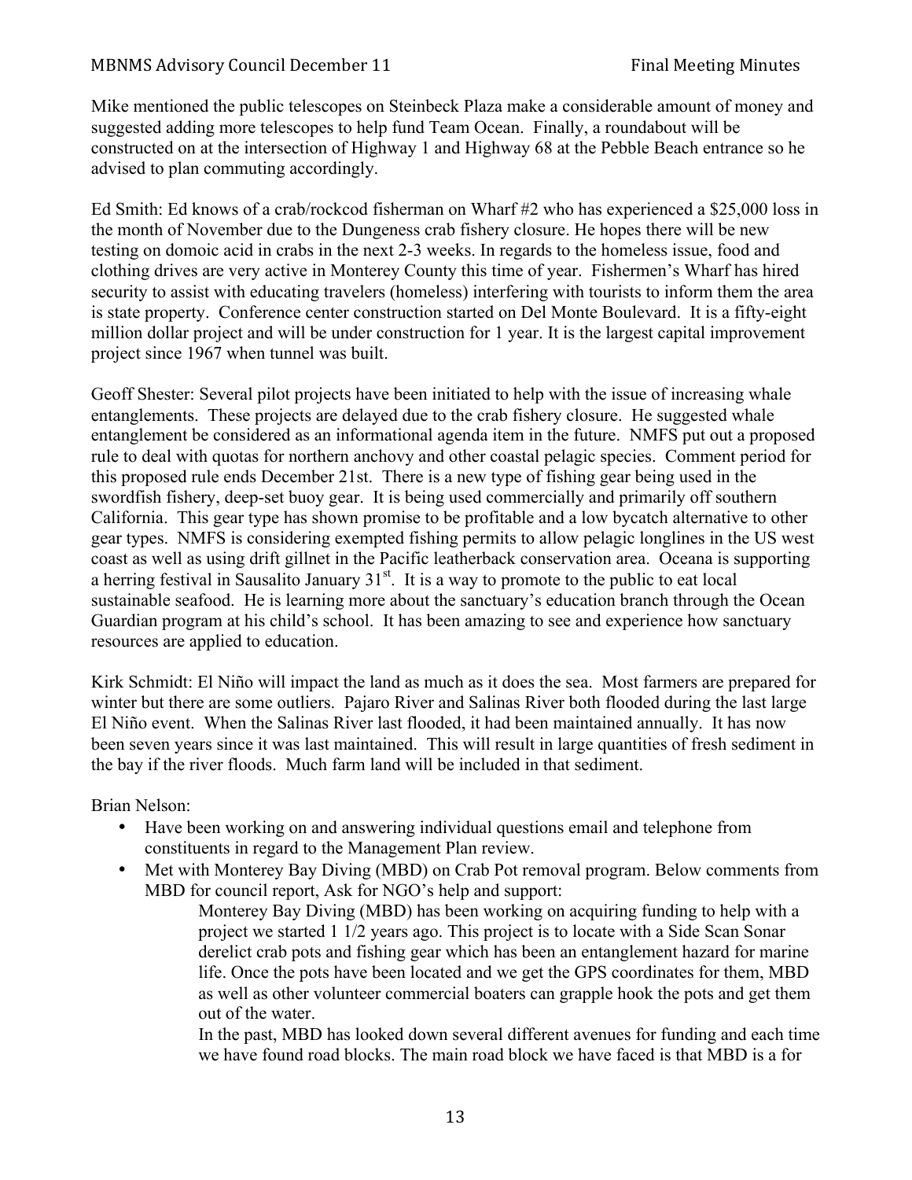Mike mentioned the public telescopes on Steinbeck Plaza make a considerable amount of money and suggested adding more telescopes to help fund Team Ocean. Finally, a roundabout will be constructed on at the intersection of Highway 1 and Highway 68 at the Pebble Beach entrance so he advised to plan commuting accordingly.

Ed Smith: Ed knows of a crab/rockcod fisherman on Wharf #2 who has experienced a $25,000 loss in the month of November due to the Dungeness crab fishery closure. He hopes there will be new testing on domoic acid in crabs in the next 2-3 weeks. In regards to the homeless issue, food and clothing drives are very active in Monterey County this time of year. Fishermen's Wharf has hired security to assist with educating travelers (homeless) interfering with tourists to inform them the area is state property. Conference center construction started on Del Monte Boulevard. It is a fifty-eight million dollar project and will be under construction for 1 year. It is the largest capital improvement project since 1967 when tunnel was built.

Geoff Shester: Several pilot projects have been initiated to help with the issue of increasing whale entanglements. These projects are delayed due to the crab fishery closure. He suggested whale entanglement be considered as an informational agenda item in the future. NMFS put out a proposed rule to deal with quotas for northern anchovy and other coastal pelagic species. Comment period for this proposed rule ends December 21st. There is a new type of fishing gear being used in the swordfish fishery, deep-set buoy gear. It is being used commercially and primarily off southern California. This gear type has shown promise to be profitable and a low bycatch alternative to other gear types. NMFS is considering exempted fishing permits to allow pelagic longlines in the US west coast as well as using drift gillnet in the Pacific leatherback conservation area. Oceana is supporting a herring festival in Sausalito January 31st. It is a way to promote to the public to eat local sustainable seafood. He is learning more about the sanctuary's education branch through the Ocean Guardian program at his child's school. It has been amazing to see and experience how sanctuary resources are applied to education.

Kirk Schmidt: El Niño will impact the land as much as it does the sea. Most farmers are prepared for winter but there are some outliers. Pajaro River and Salinas River both flooded during the last large El Niño event. When the Salinas River last flooded, it had been maintained annually. It has now been seven years since it was last maintained. This will result in large quantities of fresh sediment in the bay if the river floods. Much farm land will be included in that sediment.

Brian Nelson:

- Have been working on and answering individual questions email and telephone from constituents in regard to the Management Plan review.
- Met with Monterey Bay Diving (MBD) on Crab Pot removal program. Below comments from MBD for council report, Ask for NGO's help and support:

    > Monterey Bay Diving (MBD) has been working on acquiring funding to help with a project we started 1 1/2 years ago. This project is to locate with a Side Scan Sonar derelict crab pots and fishing gear which has been an entanglement hazard for marine life. Once the pots have been located and we get the GPS coordinates for them, MBD as well as other volunteer commercial boaters can grapple hook the pots and get them out of the water.
    >
    > In the past, MBD has looked down several different avenues for funding and each time we have found road blocks. The main road block we have faced is that MBD is a for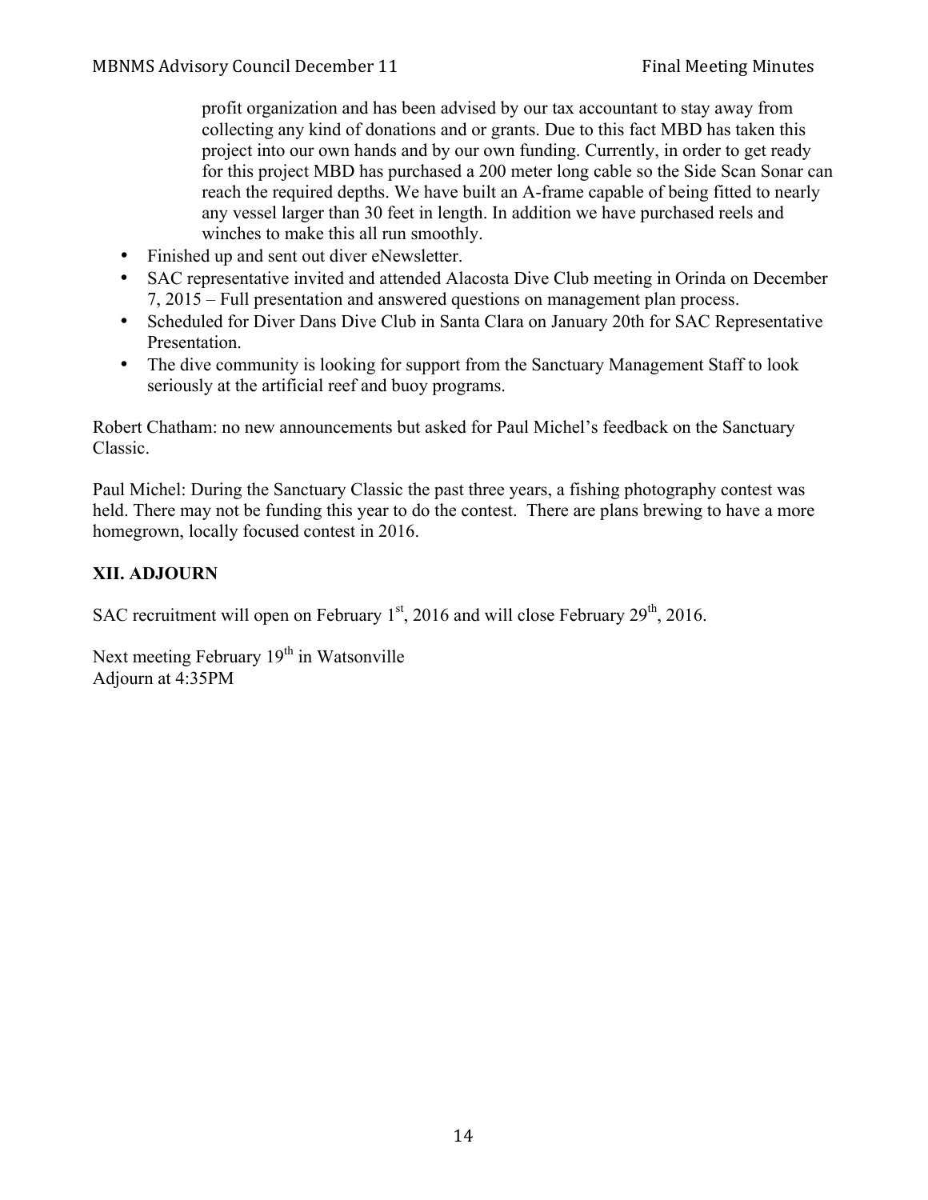profit organization and has been advised by our tax accountant to stay away from collecting any kind of donations and or grants. Due to this fact MBD has taken this project into our own hands and by our own funding. Currently, in order to get ready for this project MBD has purchased a 200 meter long cable so the Side Scan Sonar can reach the required depths. We have built an A-frame capable of being fitted to nearly any vessel larger than 30 feet in length. In addition we have purchased reels and winches to make this all run smoothly.

- Finished up and sent out diver eNewsletter.
- SAC representative invited and attended Alacosta Dive Club meeting in Orinda on December 7, 2015 – Full presentation and answered questions on management plan process.
- Scheduled for Diver Dans Dive Club in Santa Clara on January 20th for SAC Representative Presentation.
- The dive community is looking for support from the Sanctuary Management Staff to look seriously at the artificial reef and buoy programs.

Robert Chatham: no new announcements but asked for Paul Michel's feedback on the Sanctuary Classic.

Paul Michel: During the Sanctuary Classic the past three years, a fishing photography contest was held. There may not be funding this year to do the contest. There are plans brewing to have a more homegrown, locally focused contest in 2016.

**XII. ADJOURN**

SAC recruitment will open on February 1st, 2016 and will close February 29th, 2016.

Next meeting February 19th in Watsonville
Adjourn at 4:35PM